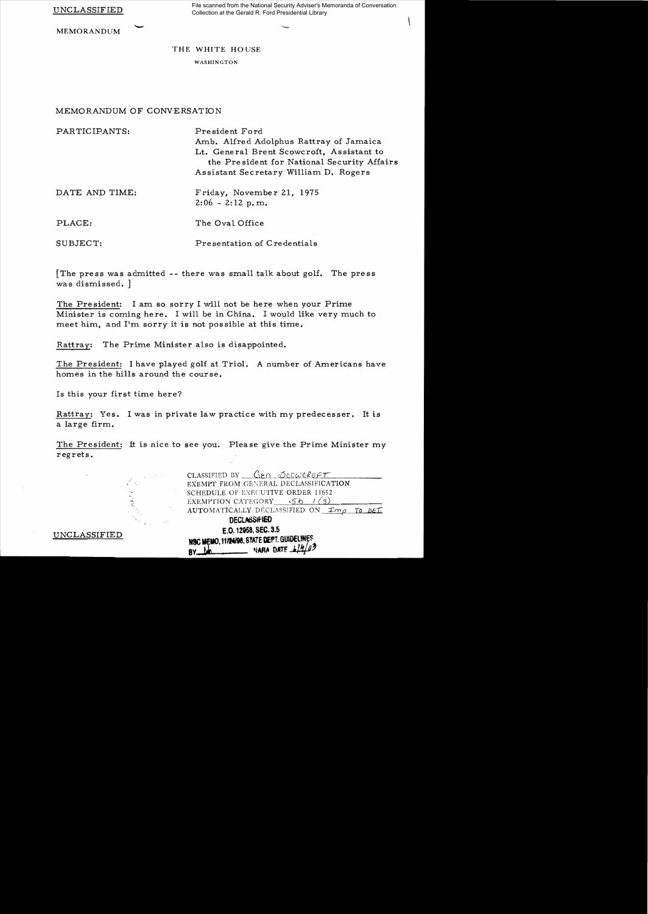UNCLASSIFIED

File scanned from the National Security Adviser's Memoranda of Conversation Collection at the Gerald R. Ford Presidential Library

MEMORANDUM

THE WHITE HOUSE

WASHINGTON

MEMORANDUM OF CONVERSATION

PARTICIPANTS: President Ford
Amb. Alfred Adolphus Rattray of Jamaica
Lt. General Brent Scowcroft, Assistant to the President for National Security Affairs
Assistant Secretary William D. Rogers

DATE AND TIME: Friday, November 21, 1975
2:06 - 2:12 p.m.

PLACE: The Oval Office

SUBJECT: Presentation of Credentials

[The press was admitted -- there was small talk about golf. The press was dismissed.]

The President: I am so sorry I will not be here when your Prime Minister is coming here. I will be in China. I would like very much to meet him, and I'm sorry it is not possible at this time.

Rattray: The Prime Minister also is disappointed.

The President: I have played golf at Triol. A number of Americans have homes in the hills around the course.

Is this your first time here?

Rattray: Yes. I was in private law practice with my predecesser. It is a large firm.

The President: It is nice to see you. Please give the Prime Minister my regrets.

CLASSIFIED BY Gen. Scowcroft
EXEMPT FROM GENERAL DECLASSIFICATION SCHEDULE OF EXECUTIVE ORDER 11652
EXEMPTION CATEGORY 5b (3)
AUTOMATICALLY DECLASSIFIED ON Imp to Det.

DECLASSIFIED
E.O. 12958, SEC. 3.5
NSC MEMO, 11/24/98, STATE DEPT. GUIDELINES
BY lr NARA DATE 1/14/03

UNCLASSIFIED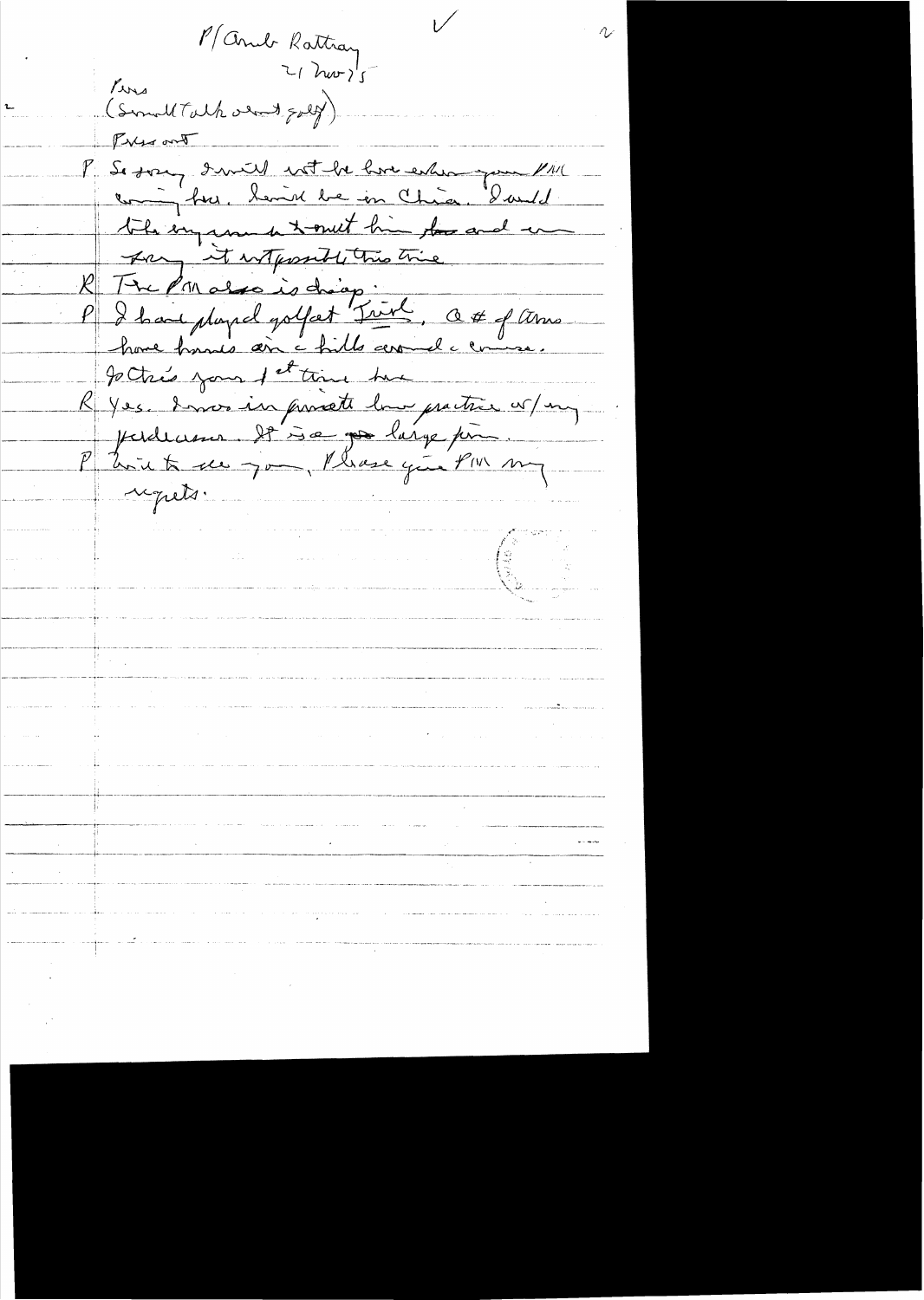P/Amb Rattray
21 Nov 75

Press
(Small Talk about golf)
Press out

P So sorry I will not be here when your PM coming here. I will be in China. I would like very much to meet him too and am sorry it not possible this time.

R The PM also is disap.

P I have played golf at Trinidad. A # of Ams have homes on the hills around the course. Is this your 1st time here

R Yes. I was in private law practice w/ my predecessor. It is a ~~so~~ large firm.

P Nice to see you. Please give PM my regrets.